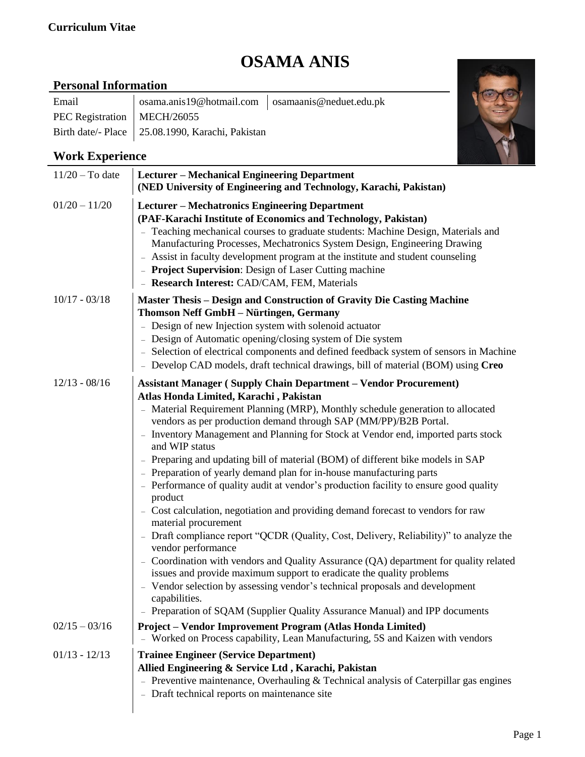**Curriculum Vitae**

# OSAMA ANIS

## Personal Information

| | | |
|---|---|---|
| Email | osama.anis19@hotmail.com | osamaanis@neduet.edu.pk |
| PEC Registration | MECH/26055 | |
| Birth date/- Place | 25.08.1990, Karachi, Pakistan | |

## Work Experience

**11/20 – To date**

**Lecturer – Mechanical Engineering Department**
**(NED University of Engineering and Technology, Karachi, Pakistan)**

**01/20 – 11/20**

**Lecturer – Mechatronics Engineering Department**
**(PAF-Karachi Institute of Economics and Technology, Pakistan)**

- Teaching mechanical courses to graduate students: Machine Design, Materials and Manufacturing Processes, Mechatronics System Design, Engineering Drawing
- Assist in faculty development program at the institute and student counseling
- **Project Supervision**: Design of Laser Cutting machine
- **Research Interest:** CAD/CAM, FEM, Materials

**10/17 - 03/18**

**Master Thesis – Design and Construction of Gravity Die Casting Machine**
**Thomson Neff GmbH – Nürtingen, Germany**

- Design of new Injection system with solenoid actuator
- Design of Automatic opening/closing system of Die system
- Selection of electrical components and defined feedback system of sensors in Machine
- Develop CAD models, draft technical drawings, bill of material (BOM) using **Creo**

**12/13 - 08/16**

**Assistant Manager ( Supply Chain Department – Vendor Procurement)**
**Atlas Honda Limited, Karachi , Pakistan**

- Material Requirement Planning (MRP), Monthly schedule generation to allocated vendors as per production demand through SAP (MM/PP)/B2B Portal.
- Inventory Management and Planning for Stock at Vendor end, imported parts stock and WIP status
- Preparing and updating bill of material (BOM) of different bike models in SAP
- Preparation of yearly demand plan for in-house manufacturing parts
- Performance of quality audit at vendor's production facility to ensure good quality product
- Cost calculation, negotiation and providing demand forecast to vendors for raw material procurement
- Draft compliance report "QCDR (Quality, Cost, Delivery, Reliability)" to analyze the vendor performance
- Coordination with vendors and Quality Assurance (QA) department for quality related issues and provide maximum support to eradicate the quality problems
- Vendor selection by assessing vendor's technical proposals and development capabilities.
- Preparation of SQAM (Supplier Quality Assurance Manual) and IPP documents

**02/15 – 03/16**

**Project – Vendor Improvement Program (Atlas Honda Limited)**

- Worked on Process capability, Lean Manufacturing, 5S and Kaizen with vendors

**01/13 - 12/13**

**Trainee Engineer (Service Department)**
**Allied Engineering & Service Ltd , Karachi, Pakistan**

- Preventive maintenance, Overhauling & Technical analysis of Caterpillar gas engines
- Draft technical reports on maintenance site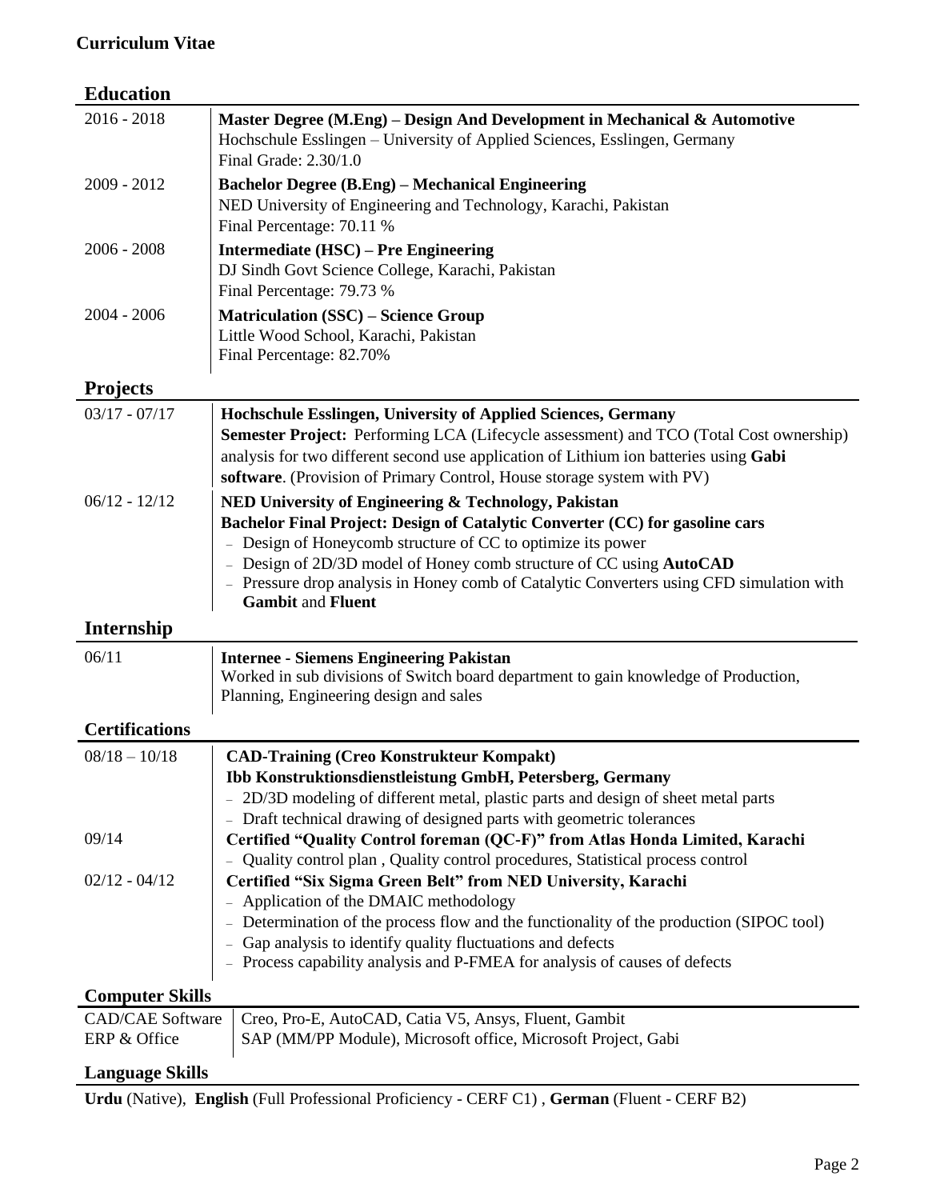**Curriculum Vitae**

## Education

| | |
|---|---|
| 2016 - 2018 | **Master Degree (M.Eng) – Design And Development in Mechanical & Automotive**<br>Hochschule Esslingen – University of Applied Sciences, Esslingen, Germany<br>Final Grade: 2.30/1.0 |
| 2009 - 2012 | **Bachelor Degree (B.Eng) – Mechanical Engineering**<br>NED University of Engineering and Technology, Karachi, Pakistan<br>Final Percentage: 70.11 % |
| 2006 - 2008 | **Intermediate (HSC) – Pre Engineering**<br>DJ Sindh Govt Science College, Karachi, Pakistan<br>Final Percentage: 79.73 % |
| 2004 - 2006 | **Matriculation (SSC) – Science Group**<br>Little Wood School, Karachi, Pakistan<br>Final Percentage: 82.70% |

## Projects

| | |
|---|---|
| 03/17 - 07/17 | **Hochschule Esslingen, University of Applied Sciences, Germany**<br>**Semester Project:** Performing LCA (Lifecycle assessment) and TCO (Total Cost ownership) analysis for two different second use application of Lithium ion batteries using **Gabi software**. (Provision of Primary Control, House storage system with PV) |
| 06/12 - 12/12 | **NED University of Engineering & Technology, Pakistan**<br>**Bachelor Final Project: Design of Catalytic Converter (CC) for gasoline cars**<br>– Design of Honeycomb structure of CC to optimize its power<br>– Design of 2D/3D model of Honey comb structure of CC using **AutoCAD**<br>– Pressure drop analysis in Honey comb of Catalytic Converters using CFD simulation with **Gambit** and **Fluent** |

## Internship

| | |
|---|---|
| 06/11 | **Internee - Siemens Engineering Pakistan**<br>Worked in sub divisions of Switch board department to gain knowledge of Production, Planning, Engineering design and sales |

## Certifications

| | |
|---|---|
| 08/18 – 10/18 | **CAD-Training (Creo Konstrukteur Kompakt)**<br>**Ibb Konstruktionsdienstleistung GmbH, Petersberg, Germany**<br>– 2D/3D modeling of different metal, plastic parts and design of sheet metal parts<br>– Draft technical drawing of designed parts with geometric tolerances |
| 09/14 | **Certified "Quality Control foreman (QC-F)" from Atlas Honda Limited, Karachi**<br>– Quality control plan , Quality control procedures, Statistical process control |
| 02/12 - 04/12 | **Certified "Six Sigma Green Belt" from NED University, Karachi**<br>– Application of the DMAIC methodology<br>– Determination of the process flow and the functionality of the production (SIPOC tool)<br>– Gap analysis to identify quality fluctuations and defects<br>– Process capability analysis and P-FMEA for analysis of causes of defects |

## Computer Skills

| | |
|---|---|
| CAD/CAE Software | Creo, Pro-E, AutoCAD, Catia V5, Ansys, Fluent, Gambit |
| ERP & Office | SAP (MM/PP Module), Microsoft office, Microsoft Project, Gabi |

## Language Skills

**Urdu** (Native), **English** (Full Professional Proficiency - CERF C1) , **German** (Fluent - CERF B2)